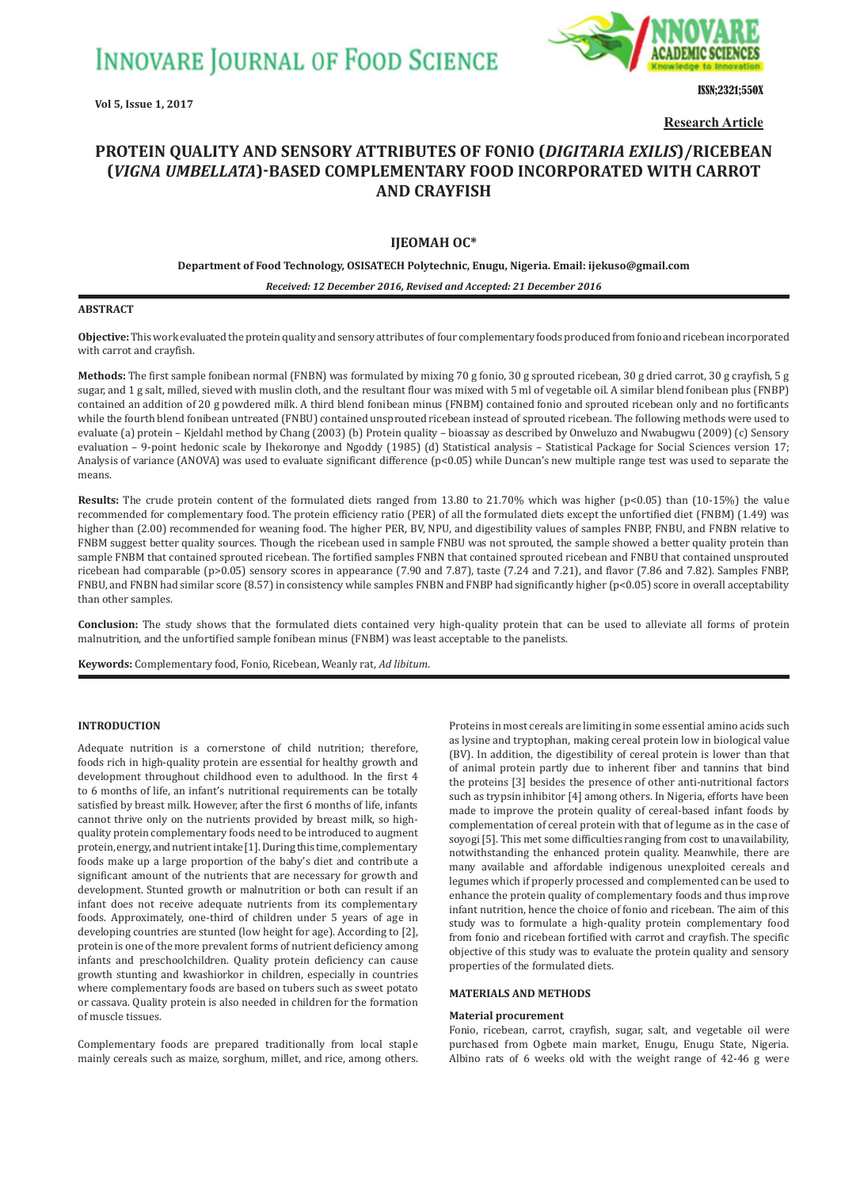Research Article

# PROTEIN QUALITY AND SENSORY ATTRIBUTES OF FONIO (*DIGITARIA EXILIS*)/RICEBEAN (*VIGNA UMBELLATA*)-BASED COMPLEMENTARY FOOD INCORPORATED WITH CARROT AND CRAYFISH

**IJEOMAH OC***

**Department of Food Technology, OSISATECH Polytechnic, Enugu, Nigeria. Email: ijekuso@gmail.com**

***Received: 12 December 2016, Revised and Accepted: 21 December 2016***

## ABSTRACT

**Objective:** This work evaluated the protein quality and sensory attributes of four complementary foods produced from fonio and ricebean incorporated with carrot and crayfish.

**Methods:** The first sample fonibean normal (FNBN) was formulated by mixing 70 g fonio, 30 g sprouted ricebean, 30 g dried carrot, 30 g crayfish, 5 g sugar, and 1 g salt, milled, sieved with muslin cloth, and the resultant flour was mixed with 5 ml of vegetable oil. A similar blend fonibean plus (FNBP) contained an addition of 20 g powdered milk. A third blend fonibean minus (FNBM) contained fonio and sprouted ricebean only and no fortificants while the fourth blend fonibean untreated (FNBU) contained unsprouted ricebean instead of sprouted ricebean. The following methods were used to evaluate (a) protein – Kjeldahl method by Chang (2003) (b) Protein quality – bioassay as described by Onweluzo and Nwabugwu (2009) (c) Sensory evaluation – 9-point hedonic scale by Ihekoronye and Ngoddy (1985) (d) Statistical analysis – Statistical Package for Social Sciences version 17; Analysis of variance (ANOVA) was used to evaluate significant difference ($p<0.05$) while Duncan's new multiple range test was used to separate the means.

**Results:** The crude protein content of the formulated diets ranged from 13.80 to 21.70% which was higher ($p<0.05$) than (10-15%) the value recommended for complementary food. The protein efficiency ratio (PER) of all the formulated diets except the unfortified diet (FNBM) (1.49) was higher than (2.00) recommended for weaning food. The higher PER, BV, NPU, and digestibility values of samples FNBP, FNBU, and FNBN relative to FNBM suggest better quality sources. Though the ricebean used in sample FNBU was not sprouted, the sample showed a better quality protein than sample FNBM that contained sprouted ricebean. The fortified samples FNBN that contained sprouted ricebean and FNBU that contained unsprouted ricebean had comparable ($p>0.05$) sensory scores in appearance (7.90 and 7.87), taste (7.24 and 7.21), and flavor (7.86 and 7.82). Samples FNBP, FNBU, and FNBN had similar score (8.57) in consistency while samples FNBN and FNBP had significantly higher ($p<0.05$) score in overall acceptability than other samples.

**Conclusion:** The study shows that the formulated diets contained very high-quality protein that can be used to alleviate all forms of protein malnutrition, and the unfortified sample fonibean minus (FNBM) was least acceptable to the panelists.

**Keywords:** Complementary food, Fonio, Ricebean, Weanly rat, *Ad libitum*.

## INTRODUCTION

Adequate nutrition is a cornerstone of child nutrition; therefore, foods rich in high-quality protein are essential for healthy growth and development throughout childhood even to adulthood. In the first 4 to 6 months of life, an infant's nutritional requirements can be totally satisfied by breast milk. However, after the first 6 months of life, infants cannot thrive only on the nutrients provided by breast milk, so high-quality protein complementary foods need to be introduced to augment protein, energy, and nutrient intake [1]. During this time, complementary foods make up a large proportion of the baby's diet and contribute a significant amount of the nutrients that are necessary for growth and development. Stunted growth or malnutrition or both can result if an infant does not receive adequate nutrients from its complementary foods. Approximately, one-third of children under 5 years of age in developing countries are stunted (low height for age). According to [2], protein is one of the more prevalent forms of nutrient deficiency among infants and preschoolchildren. Quality protein deficiency can cause growth stunting and kwashiorkor in children, especially in countries where complementary foods are based on tubers such as sweet potato or cassava. Quality protein is also needed in children for the formation of muscle tissues.

Complementary foods are prepared traditionally from local staple mainly cereals such as maize, sorghum, millet, and rice, among others. Proteins in most cereals are limiting in some essential amino acids such as lysine and tryptophan, making cereal protein low in biological value (BV). In addition, the digestibility of cereal protein is lower than that of animal protein partly due to inherent fiber and tannins that bind the proteins [3] besides the presence of other anti-nutritional factors such as trypsin inhibitor [4] among others. In Nigeria, efforts have been made to improve the protein quality of cereal-based infant foods by complementation of cereal protein with that of legume as in the case of soyogi [5]. This met some difficulties ranging from cost to unavailability, notwithstanding the enhanced protein quality. Meanwhile, there are many available and affordable indigenous unexploited cereals and legumes which if properly processed and complemented can be used to enhance the protein quality of complementary foods and thus improve infant nutrition, hence the choice of fonio and ricebean. The aim of this study was to formulate a high-quality protein complementary food from fonio and ricebean fortified with carrot and crayfish. The specific objective of this study was to evaluate the protein quality and sensory properties of the formulated diets.

## MATERIALS AND METHODS

### Material procurement

Fonio, ricebean, carrot, crayfish, sugar, salt, and vegetable oil were purchased from Ogbete main market, Enugu, Enugu State, Nigeria. Albino rats of 6 weeks old with the weight range of 42-46 g were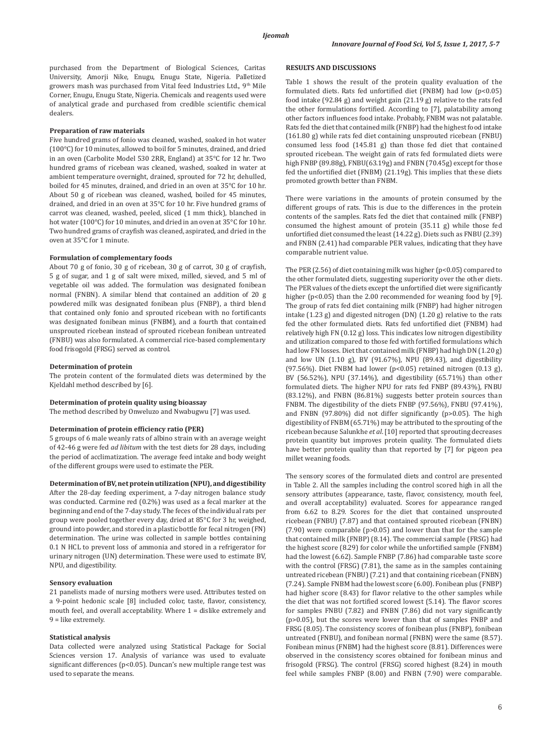purchased from the Department of Biological Sciences, Caritas University, Amorji Nike, Enugu, Enugu State, Nigeria. Palletized growers mash was purchased from Vital feed Industries Ltd., 9th Mile Corner, Enugu, Enugu State, Nigeria. Chemicals and reagents used were of analytical grade and purchased from credible scientific chemical dealers.

### Preparation of raw materials

Five hundred grams of fonio was cleaned, washed, soaked in hot water (100°C) for 10 minutes, allowed to boil for 5 minutes, drained, and dried in an oven (Carbolite Model 530 2RR, England) at 35°C for 12 hr. Two hundred grams of ricebean was cleaned, washed, soaked in water at ambient temperature overnight, drained, sprouted for 72 hr, dehulled, boiled for 45 minutes, drained, and dried in an oven at 35°C for 10 hr. About 50 g of ricebean was cleaned, washed, boiled for 45 minutes, drained, and dried in an oven at 35°C for 10 hr. Five hundred grams of carrot was cleaned, washed, peeled, sliced (1 mm thick), blanched in hot water (100°C) for 10 minutes, and dried in an oven at 35°C for 10 hr. Two hundred grams of crayfish was cleaned, aspirated, and dried in the oven at 35°C for 1 minute.

### Formulation of complementary foods

About 70 g of fonio, 30 g of ricebean, 30 g of carrot, 30 g of crayfish, 5 g of sugar, and 1 g of salt were mixed, milled, sieved, and 5 ml of vegetable oil was added. The formulation was designated fonibean normal (FNBN). A similar blend that contained an addition of 20 g powdered milk was designated fonibean plus (FNBP), a third blend that contained only fonio and sprouted ricebean with no fortificants was designated fonibean minus (FNBM), and a fourth that contained unsprouted ricebean instead of sprouted ricebean fonibean untreated (FNBU) was also formulated. A commercial rice-based complementary food frisogold (FRSG) served as control.

### Determination of protein

The protein content of the formulated diets was determined by the Kjeldahl method described by [6].

### Determination of protein quality using bioassay

The method described by Onweluzo and Nwabugwu [7] was used.

### Determination of protein efficiency ratio (PER)

5 groups of 6 male weanly rats of albino strain with an average weight of 42-46 g were fed *ad libitum* with the test diets for 28 days, including the period of acclimatization. The average feed intake and body weight of the different groups were used to estimate the PER.

### Determination of BV, net protein utilization (NPU), and digestibility

After the 28-day feeding experiment, a 7-day nitrogen balance study was conducted. Carmine red (0.2%) was used as a fecal marker at the beginning and end of the 7-day study. The feces of the individual rats per group were pooled together every day, dried at 85°C for 3 hr, weighed, ground into powder, and stored in a plastic bottle for fecal nitrogen (FN) determination. The urine was collected in sample bottles containing 0.1 N HCL to prevent loss of ammonia and stored in a refrigerator for urinary nitrogen (UN) determination. These were used to estimate BV, NPU, and digestibility.

### Sensory evaluation

21 panelists made of nursing mothers were used. Attributes tested on a 9-point hedonic scale [8] included color, taste, flavor, consistency, mouth feel, and overall acceptability. Where 1 = dislike extremely and 9 = like extremely.

### Statistical analysis

Data collected were analyzed using Statistical Package for Social Sciences version 17. Analysis of variance was used to evaluate significant differences ($p<0.05$). Duncan's new multiple range test was used to separate the means.

## RESULTS AND DISCUSSIONS

Table 1 shows the result of the protein quality evaluation of the formulated diets. Rats fed unfortified diet (FNBM) had low ($p<0.05$) food intake (92.84 g) and weight gain (21.19 g) relative to the rats fed the other formulations fortified. According to [7], palatability among other factors influences food intake. Probably, FNBM was not palatable. Rats fed the diet that contained milk (FNBP) had the highest food intake (161.80 g) while rats fed diet containing unsprouted ricebean (FNBU) consumed less food (145.81 g) than those fed diet that contained sprouted ricebean. The weight gain of rats fed formulated diets were high FNBP (89.88g), FNBU(63.19g) and FNBN (70.45g) except for those fed the unfortified diet (FNBM) (21.19g). This implies that these diets promoted growth better than FNBM.

There were variations in the amounts of protein consumed by the different groups of rats. This is due to the differences in the protein contents of the samples. Rats fed the diet that contained milk (FNBP) consumed the highest amount of protein (35.11 g) while those fed unfortified diet consumed the least (14.22 g). Diets such as FNBU (2.39) and FNBN (2.41) had comparable PER values, indicating that they have comparable nutrient value.

The PER (2.56) of diet containing milk was higher ($p<0.05$) compared to the other formulated diets, suggesting superiority over the other diets. The PER values of the diets except the unfortified diet were significantly higher ($p<0.05$) than the 2.00 recommended for weaning food by [9]. The group of rats fed diet containing milk (FNBP) had higher nitrogen intake (1.23 g) and digested nitrogen (DN) (1.20 g) relative to the rats fed the other formulated diets. Rats fed unfortified diet (FNBM) had relatively high FN (0.12 g) loss. This indicates low nitrogen digestibility and utilization compared to those fed with fortified formulations which had low FN losses. Diet that contained milk (FNBP) had high DN (1.20 g) and low UN (1.10 g), BV (91.67%), NPU (89.43), and digestibility (97.56%). Diet FNBM had lower ($p<0.05$) retained nitrogen (0.13 g), BV (56.52%), NPU (37.14%), and digestibility (65.71%) than other formulated diets. The higher NPU for rats fed FNBP (89.43%), FNBU (83.12%), and FNBN (86.81%) suggests better protein sources than FNBM. The digestibility of the diets FNBP (97.56%), FNBU (97.41%), and FNBN (97.80%) did not differ significantly ($p>0.05$). The high digestibility of FNBM (65.71%) may be attributed to the sprouting of the ricebean because Salunkhe *et al*. [10] reported that sprouting decreases protein quantity but improves protein quality. The formulated diets have better protein quality than that reported by [7] for pigeon pea millet weaning foods.

The sensory scores of the formulated diets and control are presented in Table 2. All the samples including the control scored high in all the sensory attributes (appearance, taste, flavor, consistency, mouth feel, and overall acceptability) evaluated. Scores for appearance ranged from 6.62 to 8.29. Scores for the diet that contained unsprouted ricebean (FNBU) (7.87) and that contained sprouted ricebean (FNBN) (7.90) were comparable ($p>0.05$) and lower than that for the sample that contained milk (FNBP) (8.14). The commercial sample (FRSG) had the highest score (8.29) for color while the unfortified sample (FNBM) had the lowest (6.62). Sample FNBP (7.86) had comparable taste score with the control (FRSG) (7.81), the same as in the samples containing untreated ricebean (FNBU) (7.21) and that containing ricebean (FNBN) (7.24). Sample FNBM had the lowest score (6.00). Fonibean plus (FNBP) had higher score (8.43) for flavor relative to the other samples while the diet that was not fortified scored lowest (5.14). The flavor scores for samples FNBU (7.82) and FNBN (7.86) did not vary significantly ($p>0.05$), but the scores were lower than that of samples FNBP and FRSG (8.05). The consistency scores of fonibean plus (FNBP), fonibean untreated (FNBU), and fonibean normal (FNBN) were the same (8.57). Fonibean minus (FNBM) had the highest score (8.81). Differences were observed in the consistency scores obtained for fonibean minus and frisogold (FRSG). The control (FRSG) scored highest (8.24) in mouth feel while samples FNBP (8.00) and FNBN (7.90) were comparable.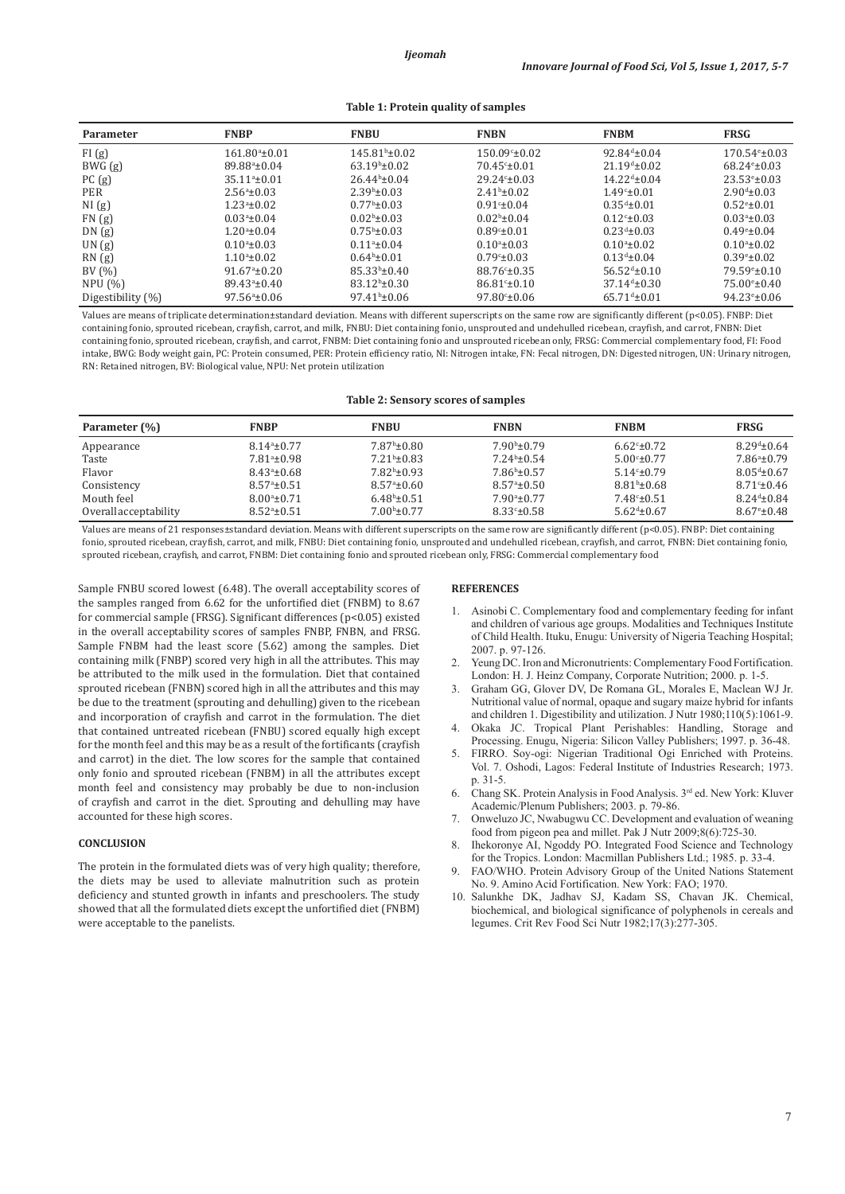**Table 1: Protein quality of samples**

| Parameter | FNBP | FNBU | FNBN | FNBM | FRSG |
|---|---|---|---|---|---|
| FI (g) | $161.80^a$±0.01 | $145.81^b$±0.02 | $150.09^c$±0.02 | $92.84^d$±0.04 | $170.54^e$±0.03 |
| BWG (g) | $89.88^a$±0.04 | $63.19^b$±0.02 | $70.45^c$±0.01 | $21.19^d$±0.02 | $68.24^e$±0.03 |
| PC (g) | $35.11^a$±0.01 | $26.44^b$±0.04 | $29.24^c$±0.03 | $14.22^d$±0.04 | $23.53^e$±0.03 |
| PER | $2.56^a$±0.03 | $2.39^b$±0.03 | $2.41^b$±0.02 | $1.49^c$±0.01 | $2.90^d$±0.03 |
| NI (g) | $1.23^a$±0.02 | $0.77^b$±0.03 | $0.91^c$±0.04 | $0.35^d$±0.01 | $0.52^e$±0.01 |
| FN (g) | $0.03^a$±0.04 | $0.02^b$±0.03 | $0.02^b$±0.04 | $0.12^c$±0.03 | $0.03^a$±0.03 |
| DN (g) | $1.20^a$±0.04 | $0.75^b$±0.03 | $0.89^c$±0.01 | $0.23^d$±0.03 | $0.49^e$±0.04 |
| UN (g) | $0.10^a$±0.03 | $0.11^a$±0.04 | $0.10^a$±0.03 | $0.10^a$±0.02 | $0.10^a$±0.02 |
| RN (g) | $1.10^a$±0.02 | $0.64^b$±0.01 | $0.79^c$±0.03 | $0.13^d$±0.04 | $0.39^e$±0.02 |
| BV (%) | $91.67^a$±0.20 | $85.33^b$±0.40 | $88.76^c$±0.35 | $56.52^d$±0.10 | $79.59^e$±0.10 |
| NPU (%) | $89.43^a$±0.40 | $83.12^b$±0.30 | $86.81^c$±0.10 | $37.14^d$±0.30 | $75.00^e$±0.40 |
| Digestibility (%) | $97.56^a$±0.06 | $97.41^b$±0.06 | $97.80^c$±0.06 | $65.71^d$±0.01 | $94.23^e$±0.06 |

Values are means of triplicate determination±standard deviation. Means with different superscripts on the same row are significantly different (p<0.05). FNBP: Diet containing fonio, sprouted ricebean, crayfish, carrot, and milk, FNBU: Diet containing fonio, unsprouted and undehulled ricebean, crayfish, and carrot, FNBN: Diet containing fonio, sprouted ricebean, crayfish, and carrot, FNBM: Diet containing fonio and unsprouted ricebean only, FRSG: Commercial complementary food, FI: Food intake, BWG: Body weight gain, PC: Protein consumed, PER: Protein efficiency ratio, NI: Nitrogen intake, FN: Fecal nitrogen, DN: Digested nitrogen, UN: Urinary nitrogen, RN: Retained nitrogen, BV: Biological value, NPU: Net protein utilization

**Table 2: Sensory scores of samples**

| Parameter (%) | FNBP | FNBU | FNBN | FNBM | FRSG |
|---|---|---|---|---|---|
| Appearance | $8.14^a$±0.77 | $7.87^b$±0.80 | $7.90^b$±0.79 | $6.62^c$±0.72 | $8.29^d$±0.64 |
| Taste | $7.81^a$±0.98 | $7.21^b$±0.83 | $7.24^b$±0.54 | $5.00^c$±0.77 | $7.86^a$±0.79 |
| Flavor | $8.43^a$±0.68 | $7.82^b$±0.93 | $7.86^b$±0.57 | $5.14^c$±0.79 | $8.05^d$±0.67 |
| Consistency | $8.57^a$±0.51 | $8.57^a$±0.60 | $8.57^a$±0.50 | $8.81^b$±0.68 | $8.71^c$±0.46 |
| Mouth feel | $8.00^a$±0.71 | $6.48^b$±0.51 | $7.90^a$±0.77 | $7.48^c$±0.51 | $8.24^d$±0.84 |
| Overall acceptability | $8.52^a$±0.51 | $7.00^b$±0.77 | $8.33^c$±0.58 | $5.62^d$±0.67 | $8.67^e$±0.48 |

Values are means of 21 responses±standard deviation. Means with different superscripts on the same row are significantly different (p<0.05). FNBP: Diet containing fonio, sprouted ricebean, crayfish, carrot, and milk, FNBU: Diet containing fonio, unsprouted and undehulled ricebean, crayfish, and carrot, FNBN: Diet containing fonio, sprouted ricebean, crayfish, and carrot, FNBM: Diet containing fonio and sprouted ricebean only, FRSG: Commercial complementary food

Sample FNBU scored lowest (6.48). The overall acceptability scores of the samples ranged from 6.62 for the unfortified diet (FNBM) to 8.67 for commercial sample (FRSG). Significant differences (p<0.05) existed in the overall acceptability scores of samples FNBP, FNBN, and FRSG. Sample FNBM had the least score (5.62) among the samples. Diet containing milk (FNBP) scored very high in all the attributes. This may be attributed to the milk used in the formulation. Diet that contained sprouted ricebean (FNBN) scored high in all the attributes and this may be due to the treatment (sprouting and dehulling) given to the ricebean and incorporation of crayfish and carrot in the formulation. The diet that contained untreated ricebean (FNBU) scored equally high except for the month feel and this may be as a result of the fortificants (crayfish and carrot) in the diet. The low scores for the sample that contained only fonio and sprouted ricebean (FNBM) in all the attributes except month feel and consistency may probably be due to non-inclusion of crayfish and carrot in the diet. Sprouting and dehulling may have accounted for these high scores.

## CONCLUSION

The protein in the formulated diets was of very high quality; therefore, the diets may be used to alleviate malnutrition such as protein deficiency and stunted growth in infants and preschoolers. The study showed that all the formulated diets except the unfortified diet (FNBM) were acceptable to the panelists.

## REFERENCES

1. Asinobi C. Complementary food and complementary feeding for infant and children of various age groups. Modalities and Techniques Institute of Child Health. Ituku, Enugu: University of Nigeria Teaching Hospital; 2007. p. 97-126.
2. Yeung DC. Iron and Micronutrients: Complementary Food Fortification. London: H. J. Heinz Company, Corporate Nutrition; 2000. p. 1-5.
3. Graham GG, Glover DV, De Romana GL, Morales E, Maclean WJ Jr. Nutritional value of normal, opaque and sugary maize hybrid for infants and children 1. Digestibility and utilization. J Nutr 1980;110(5):1061-9.
4. Okaka JC. Tropical Plant Perishables: Handling, Storage and Processing. Enugu, Nigeria: Silicon Valley Publishers; 1997. p. 36-48.
5. FIRRO. Soy-ogi: Nigerian Traditional Ogi Enriched with Proteins. Vol. 7. Oshodi, Lagos: Federal Institute of Industries Research; 1973. p. 31-5.
6. Chang SK. Protein Analysis in Food Analysis. 3rd ed. New York: Kluver Academic/Plenum Publishers; 2003. p. 79-86.
7. Onweluzo JC, Nwabugwu CC. Development and evaluation of weaning food from pigeon pea and millet. Pak J Nutr 2009;8(6):725-30.
8. Ihekoronye AI, Ngoddy PO. Integrated Food Science and Technology for the Tropics. London: Macmillan Publishers Ltd.; 1985. p. 33-4.
9. FAO/WHO. Protein Advisory Group of the United Nations Statement No. 9. Amino Acid Fortification. New York: FAO; 1970.
10. Salunkhe DK, Jadhav SJ, Kadam SS, Chavan JK. Chemical, biochemical, and biological significance of polyphenols in cereals and legumes. Crit Rev Food Sci Nutr 1982;17(3):277-305.